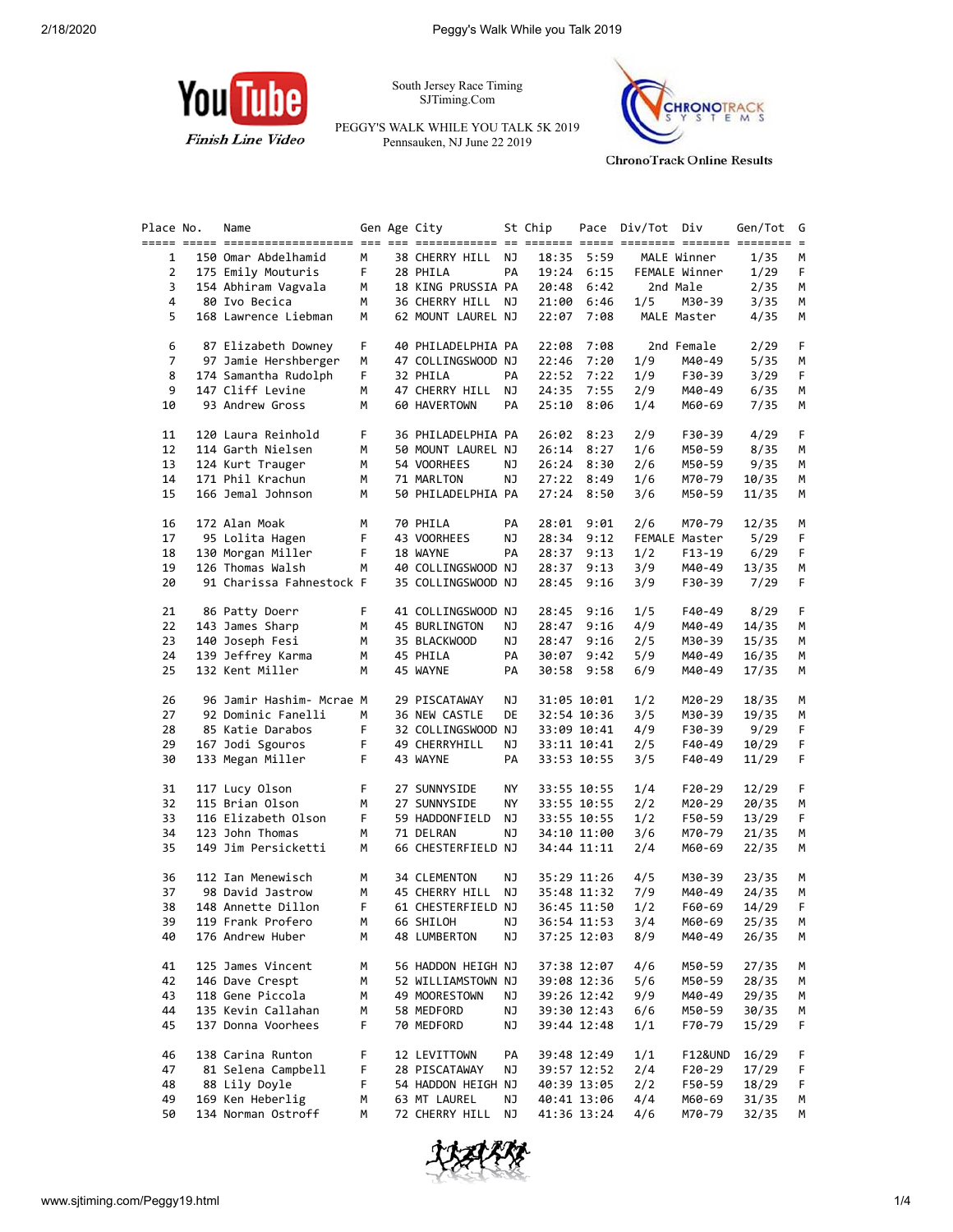YouTube Finish Line Video

South Jersey Race Timing
SJTiming.Com

PEGGY'S WALK WHILE YOU TALK 5K 2019
Pennsauken, NJ June 22 2019

ChronoTrack Online Results

| Place | No. | Name | Gen | Age | City | St | Chip | Pace | Div/Tot | Div | Gen/Tot | G |
|---|---|---|---|---|---|---|---|---|---|---|---|---|
| 1 | 150 | Omar Abdelhamid | M | 38 | CHERRY HILL | NJ | 18:35 | 5:59 | MALE | Winner | 1/35 | M |
| 2 | 175 | Emily Mouturis | F | 28 | PHILA | PA | 19:24 | 6:15 | FEMALE | Winner | 1/29 | F |
| 3 | 154 | Abhiram Vagvala | M | 18 | KING PRUSSIA | PA | 20:48 | 6:42 | 2nd | Male | 2/35 | M |
| 4 | 80 | Ivo Becica | M | 36 | CHERRY HILL | NJ | 21:00 | 6:46 | 1/5 | M30-39 | 3/35 | M |
| 5 | 168 | Lawrence Liebman | M | 62 | MOUNT LAUREL | NJ | 22:07 | 7:08 | MALE | Master | 4/35 | M |
| 6 | 87 | Elizabeth Downey | F | 40 | PHILADELPHIA | PA | 22:08 | 7:08 | 2nd | Female | 2/29 | F |
| 7 | 97 | Jamie Hershberger | M | 47 | COLLINGSWOOD | NJ | 22:46 | 7:20 | 1/9 | M40-49 | 5/35 | M |
| 8 | 174 | Samantha Rudolph | F | 32 | PHILA | PA | 22:52 | 7:22 | 1/9 | F30-39 | 3/29 | F |
| 9 | 147 | Cliff Levine | M | 47 | CHERRY HILL | NJ | 24:35 | 7:55 | 2/9 | M40-49 | 6/35 | M |
| 10 | 93 | Andrew Gross | M | 60 | HAVERTOWN | PA | 25:10 | 8:06 | 1/4 | M60-69 | 7/35 | M |
| 11 | 120 | Laura Reinhold | F | 36 | PHILADELPHIA | PA | 26:02 | 8:23 | 2/9 | F30-39 | 4/29 | F |
| 12 | 114 | Garth Nielsen | M | 50 | MOUNT LAUREL | NJ | 26:14 | 8:27 | 1/6 | M50-59 | 8/35 | M |
| 13 | 124 | Kurt Trauger | M | 54 | VOORHEES | NJ | 26:24 | 8:30 | 2/6 | M50-59 | 9/35 | M |
| 14 | 171 | Phil Krachun | M | 71 | MARLTON | NJ | 27:22 | 8:49 | 1/6 | M70-79 | 10/35 | M |
| 15 | 166 | Jemal Johnson | M | 50 | PHILADELPHIA | PA | 27:24 | 8:50 | 3/6 | M50-59 | 11/35 | M |
| 16 | 172 | Alan Moak | M | 70 | PHILA | PA | 28:01 | 9:01 | 2/6 | M70-79 | 12/35 | M |
| 17 | 95 | Lolita Hagen | F | 43 | VOORHEES | NJ | 28:34 | 9:12 | FEMALE | Master | 5/29 | F |
| 18 | 130 | Morgan Miller | F | 18 | WAYNE | PA | 28:37 | 9:13 | 1/2 | F13-19 | 6/29 | F |
| 19 | 126 | Thomas Walsh | M | 40 | COLLINGSWOOD | NJ | 28:37 | 9:13 | 3/9 | M40-49 | 13/35 | M |
| 20 | 91 | Charissa Fahnestock | F | 35 | COLLINGSWOOD | NJ | 28:45 | 9:16 | 3/9 | F30-39 | 7/29 | F |
| 21 | 86 | Patty Doerr | F | 41 | COLLINGSWOOD | NJ | 28:45 | 9:16 | 1/5 | F40-49 | 8/29 | F |
| 22 | 143 | James Sharp | M | 45 | BURLINGTON | NJ | 28:47 | 9:16 | 4/9 | M40-49 | 14/35 | M |
| 23 | 140 | Joseph Fesi | M | 35 | BLACKWOOD | NJ | 28:47 | 9:16 | 2/5 | M30-39 | 15/35 | M |
| 24 | 139 | Jeffrey Karma | M | 45 | PHILA | PA | 30:07 | 9:42 | 5/9 | M40-49 | 16/35 | M |
| 25 | 132 | Kent Miller | M | 45 | WAYNE | PA | 30:58 | 9:58 | 6/9 | M40-49 | 17/35 | M |
| 26 | 96 | Jamir Hashim- Mcrae | M | 29 | PISCATAWAY | NJ | 31:05 | 10:01 | 1/2 | M20-29 | 18/35 | M |
| 27 | 92 | Dominic Fanelli | M | 36 | NEW CASTLE | DE | 32:54 | 10:36 | 3/5 | M30-39 | 19/35 | M |
| 28 | 85 | Katie Darabos | F | 32 | COLLINGSWOOD | NJ | 33:09 | 10:41 | 4/9 | F30-39 | 9/29 | F |
| 29 | 167 | Jodi Sgouros | F | 49 | CHERRYHILL | NJ | 33:11 | 10:41 | 2/5 | F40-49 | 10/29 | F |
| 30 | 133 | Megan Miller | F | 43 | WAYNE | PA | 33:53 | 10:55 | 3/5 | F40-49 | 11/29 | F |
| 31 | 117 | Lucy Olson | F | 27 | SUNNYSIDE | NY | 33:55 | 10:55 | 1/4 | F20-29 | 12/29 | F |
| 32 | 115 | Brian Olson | M | 27 | SUNNYSIDE | NY | 33:55 | 10:55 | 2/2 | M20-29 | 20/35 | M |
| 33 | 116 | Elizabeth Olson | F | 59 | HADDONFIELD | NJ | 33:55 | 10:55 | 1/2 | F50-59 | 13/29 | F |
| 34 | 123 | John Thomas | M | 71 | DELRAN | NJ | 34:10 | 11:00 | 3/6 | M70-79 | 21/35 | M |
| 35 | 149 | Jim Persicketti | M | 66 | CHESTERFIELD | NJ | 34:44 | 11:11 | 2/4 | M60-69 | 22/35 | M |
| 36 | 112 | Ian Menewisch | M | 34 | CLEMENTON | NJ | 35:29 | 11:26 | 4/5 | M30-39 | 23/35 | M |
| 37 | 98 | David Jastrow | M | 45 | CHERRY HILL | NJ | 35:48 | 11:32 | 7/9 | M40-49 | 24/35 | M |
| 38 | 148 | Annette Dillon | F | 61 | CHESTERFIELD | NJ | 36:45 | 11:50 | 1/2 | F60-69 | 14/29 | F |
| 39 | 119 | Frank Profero | M | 66 | SHILOH | NJ | 36:54 | 11:53 | 3/4 | M60-69 | 25/35 | M |
| 40 | 176 | Andrew Huber | M | 48 | LUMBERTON | NJ | 37:25 | 12:03 | 8/9 | M40-49 | 26/35 | M |
| 41 | 125 | James Vincent | M | 56 | HADDON HEIGH | NJ | 37:38 | 12:07 | 4/6 | M50-59 | 27/35 | M |
| 42 | 146 | Dave Crespt | M | 52 | WILLIAMSTOWN | NJ | 39:08 | 12:36 | 5/6 | M50-59 | 28/35 | M |
| 43 | 118 | Gene Piccola | M | 49 | MOORESTOWN | NJ | 39:26 | 12:42 | 9/9 | M40-49 | 29/35 | M |
| 44 | 135 | Kevin Callahan | M | 58 | MEDFORD | NJ | 39:30 | 12:43 | 6/6 | M50-59 | 30/35 | M |
| 45 | 137 | Donna Voorhees | F | 70 | MEDFORD | NJ | 39:44 | 12:48 | 1/1 | F70-79 | 15/29 | F |
| 46 | 138 | Carina Runton | F | 12 | LEVITTOWN | PA | 39:48 | 12:49 | 1/1 | F12&UND | 16/29 | F |
| 47 | 81 | Selena Campbell | F | 28 | PISCATAWAY | NJ | 39:57 | 12:52 | 2/4 | F20-29 | 17/29 | F |
| 48 | 88 | Lily Doyle | F | 54 | HADDON HEIGH | NJ | 40:39 | 13:05 | 2/2 | F50-59 | 18/29 | F |
| 49 | 169 | Ken Heberlig | M | 63 | MT LAUREL | NJ | 40:41 | 13:06 | 4/4 | M60-69 | 31/35 | M |
| 50 | 134 | Norman Ostroff | M | 72 | CHERRY HILL | NJ | 41:36 | 13:24 | 4/6 | M70-79 | 32/35 | M |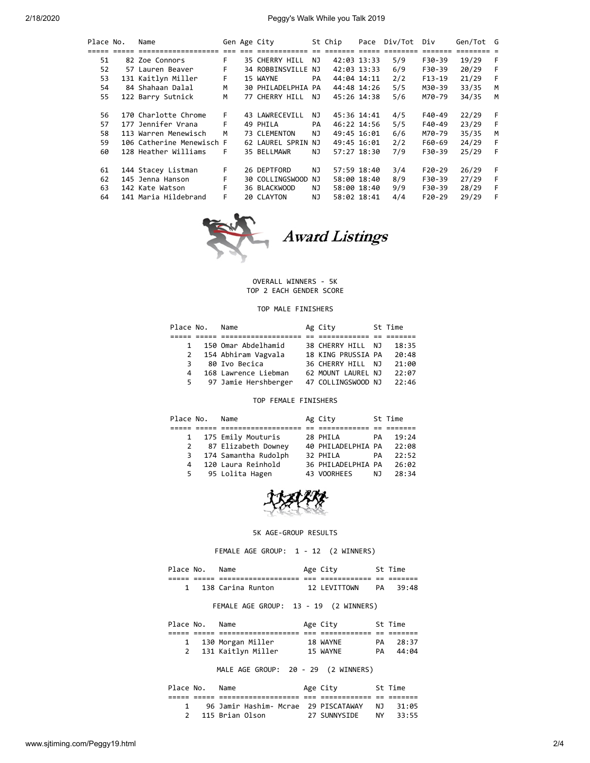| Place | No. | Name | Gen | Age | City | St | Chip | Pace | Div/Tot | Div | Gen/Tot | G |
|---|---|---|---|---|---|---|---|---|---|---|---|---|
| 51 | 82 | Zoe Connors | F | 35 | CHERRY HILL | NJ | 42:03 | 13:33 | 5/9 | F30-39 | 19/29 | F |
| 52 | 57 | Lauren Beaver | F | 34 | ROBBINSVILLE | NJ | 42:03 | 13:33 | 6/9 | F30-39 | 20/29 | F |
| 53 | 131 | Kaitlyn Miller | F | 15 | WAYNE | PA | 44:04 | 14:11 | 2/2 | F13-19 | 21/29 | F |
| 54 | 84 | Shahaan Dalal | M | 30 | PHILADELPHIA | PA | 44:48 | 14:26 | 5/5 | M30-39 | 33/35 | M |
| 55 | 122 | Barry Sutnick | M | 77 | CHERRY HILL | NJ | 45:26 | 14:38 | 5/6 | M70-79 | 34/35 | M |
| 56 | 170 | Charlotte Chrome | F | 43 | LAWRECEVILL | NJ | 45:36 | 14:41 | 4/5 | F40-49 | 22/29 | F |
| 57 | 177 | Jennifer Vrana | F | 49 | PHILA | PA | 46:22 | 14:56 | 5/5 | F40-49 | 23/29 | F |
| 58 | 113 | Warren Menewisch | M | 73 | CLEMENTON | NJ | 49:45 | 16:01 | 6/6 | M70-79 | 35/35 | M |
| 59 | 106 | Catherine Menewisch | F | 62 | LAUREL SPRIN | NJ | 49:45 | 16:01 | 2/2 | F60-69 | 24/29 | F |
| 60 | 128 | Heather Williams | F | 35 | BELLMAWR | NJ | 57:27 | 18:30 | 7/9 | F30-39 | 25/29 | F |
| 61 | 144 | Stacey Listman | F | 26 | DEPTFORD | NJ | 57:59 | 18:40 | 3/4 | F20-29 | 26/29 | F |
| 62 | 145 | Jenna Hanson | F | 30 | COLLINGSWOOD | NJ | 58:00 | 18:40 | 8/9 | F30-39 | 27/29 | F |
| 63 | 142 | Kate Watson | F | 36 | BLACKWOOD | NJ | 58:00 | 18:40 | 9/9 | F30-39 | 28/29 | F |
| 64 | 141 | Maria Hildebrand | F | 20 | CLAYTON | NJ | 58:02 | 18:41 | 4/4 | F20-29 | 29/29 | F |

## *Award Listings*

### OVERALL WINNERS - 5K
TOP 2 EACH GENDER SCORE

#### TOP MALE FINISHERS

| Place | No. | Name | Ag | City | St | Time |
|---|---|---|---|---|---|---|
| 1 | 150 | Omar Abdelhamid | 38 | CHERRY HILL | NJ | 18:35 |
| 2 | 154 | Abhiram Vagvala | 18 | KING PRUSSIA | PA | 20:48 |
| 3 | 80 | Ivo Becica | 36 | CHERRY HILL | NJ | 21:00 |
| 4 | 168 | Lawrence Liebman | 62 | MOUNT LAUREL | NJ | 22:07 |
| 5 | 97 | Jamie Hershberger | 47 | COLLINGSWOOD | NJ | 22:46 |

#### TOP FEMALE FINISHERS

| Place | No. | Name | Ag | City | St | Time |
|---|---|---|---|---|---|---|
| 1 | 175 | Emily Mouturis | 28 | PHILA | PA | 19:24 |
| 2 | 87 | Elizabeth Downey | 40 | PHILADELPHIA | PA | 22:08 |
| 3 | 174 | Samantha Rudolph | 32 | PHILA | PA | 22:52 |
| 4 | 120 | Laura Reinhold | 36 | PHILADELPHIA | PA | 26:02 |
| 5 | 95 | Lolita Hagen | 43 | VOORHEES | NJ | 28:34 |

### 5K AGE-GROUP RESULTS

#### FEMALE AGE GROUP: 1 - 12 (2 WINNERS)

| Place | No. | Name | Age | City | St | Time |
|---|---|---|---|---|---|---|
| 1 | 138 | Carina Runton | 12 | LEVITTOWN | PA | 39:48 |

#### FEMALE AGE GROUP: 13 - 19 (2 WINNERS)

| Place | No. | Name | Age | City | St | Time |
|---|---|---|---|---|---|---|
| 1 | 130 | Morgan Miller | 18 | WAYNE | PA | 28:37 |
| 2 | 131 | Kaitlyn Miller | 15 | WAYNE | PA | 44:04 |

#### MALE AGE GROUP: 20 - 29 (2 WINNERS)

| Place | No. | Name | Age | City | St | Time |
|---|---|---|---|---|---|---|
| 1 | 96 | Jamir Hashim- Mcrae | 29 | PISCATAWAY | NJ | 31:05 |
| 2 | 115 | Brian Olson | 27 | SUNNYSIDE | NY | 33:55 |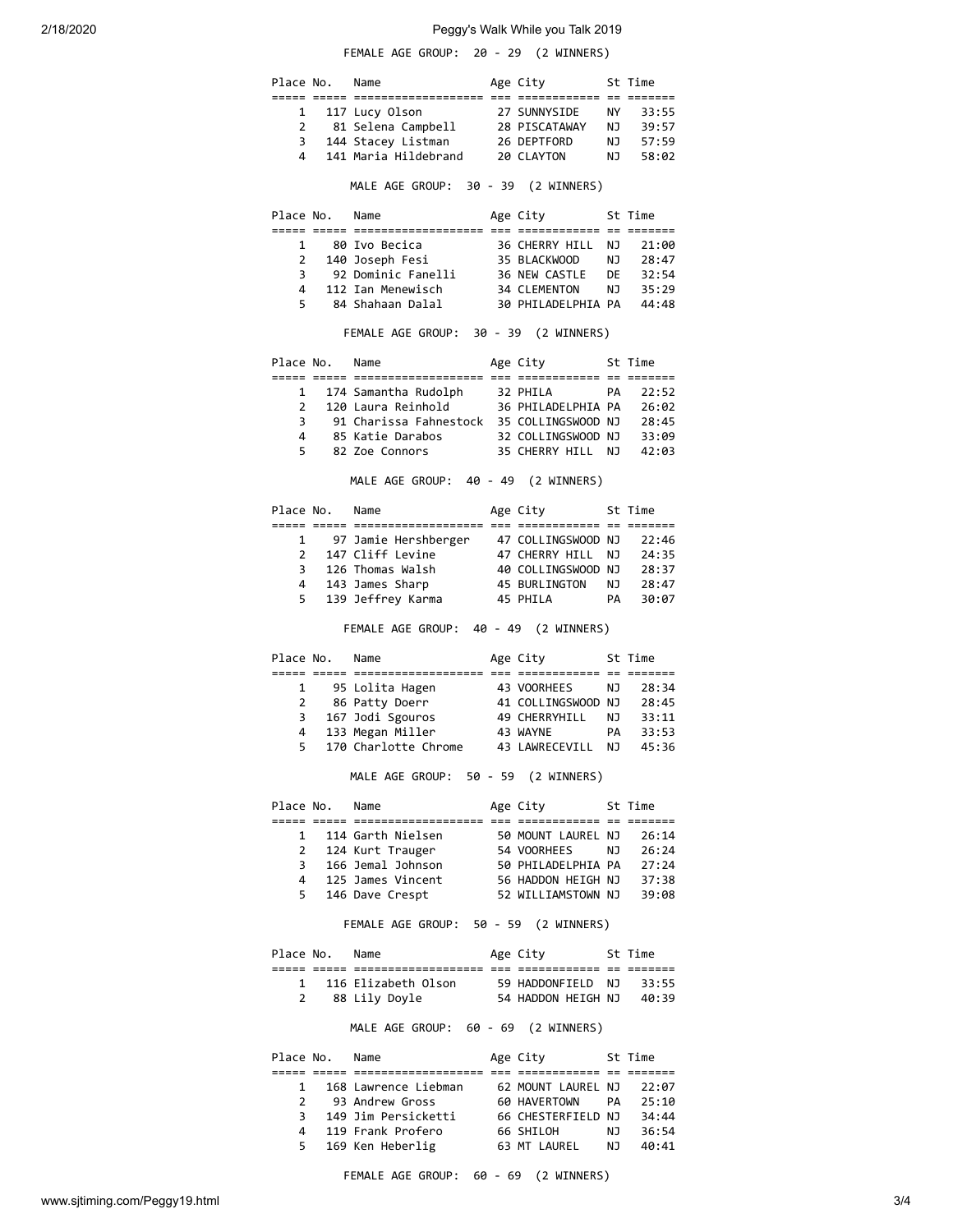FEMALE AGE GROUP: 20 - 29 (2 WINNERS)

| Place | No. | Name | Age | City | St | Time |
|---|---|---|---|---|---|---|
| 1 | 117 | Lucy Olson | 27 | SUNNYSIDE | NY | 33:55 |
| 2 | 81 | Selena Campbell | 28 | PISCATAWAY | NJ | 39:57 |
| 3 | 144 | Stacey Listman | 26 | DEPTFORD | NJ | 57:59 |
| 4 | 141 | Maria Hildebrand | 20 | CLAYTON | NJ | 58:02 |

MALE AGE GROUP: 30 - 39 (2 WINNERS)

| Place | No. | Name | Age | City | St | Time |
|---|---|---|---|---|---|---|
| 1 | 80 | Ivo Becica | 36 | CHERRY HILL | NJ | 21:00 |
| 2 | 140 | Joseph Fesi | 35 | BLACKWOOD | NJ | 28:47 |
| 3 | 92 | Dominic Fanelli | 36 | NEW CASTLE | DE | 32:54 |
| 4 | 112 | Ian Menewisch | 34 | CLEMENTON | NJ | 35:29 |
| 5 | 84 | Shahaan Dalal | 30 | PHILADELPHIA | PA | 44:48 |

FEMALE AGE GROUP: 30 - 39 (2 WINNERS)

| Place | No. | Name | Age | City | St | Time |
|---|---|---|---|---|---|---|
| 1 | 174 | Samantha Rudolph | 32 | PHILA | PA | 22:52 |
| 2 | 120 | Laura Reinhold | 36 | PHILADELPHIA | PA | 26:02 |
| 3 | 91 | Charissa Fahnestock | 35 | COLLINGSWOOD | NJ | 28:45 |
| 4 | 85 | Katie Darabos | 32 | COLLINGSWOOD | NJ | 33:09 |
| 5 | 82 | Zoe Connors | 35 | CHERRY HILL | NJ | 42:03 |

MALE AGE GROUP: 40 - 49 (2 WINNERS)

| Place | No. | Name | Age | City | St | Time |
|---|---|---|---|---|---|---|
| 1 | 97 | Jamie Hershberger | 47 | COLLINGSWOOD | NJ | 22:46 |
| 2 | 147 | Cliff Levine | 47 | CHERRY HILL | NJ | 24:35 |
| 3 | 126 | Thomas Walsh | 40 | COLLINGSWOOD | NJ | 28:37 |
| 4 | 143 | James Sharp | 45 | BURLINGTON | NJ | 28:47 |
| 5 | 139 | Jeffrey Karma | 45 | PHILA | PA | 30:07 |

FEMALE AGE GROUP: 40 - 49 (2 WINNERS)

| Place | No. | Name | Age | City | St | Time |
|---|---|---|---|---|---|---|
| 1 | 95 | Lolita Hagen | 43 | VOORHEES | NJ | 28:34 |
| 2 | 86 | Patty Doerr | 41 | COLLINGSWOOD | NJ | 28:45 |
| 3 | 167 | Jodi Sgouros | 49 | CHERRYHILL | NJ | 33:11 |
| 4 | 133 | Megan Miller | 43 | WAYNE | PA | 33:53 |
| 5 | 170 | Charlotte Chrome | 43 | LAWRECEVILL | NJ | 45:36 |

MALE AGE GROUP: 50 - 59 (2 WINNERS)

| Place | No. | Name | Age | City | St | Time |
|---|---|---|---|---|---|---|
| 1 | 114 | Garth Nielsen | 50 | MOUNT LAUREL | NJ | 26:14 |
| 2 | 124 | Kurt Trauger | 54 | VOORHEES | NJ | 26:24 |
| 3 | 166 | Jemal Johnson | 50 | PHILADELPHIA | PA | 27:24 |
| 4 | 125 | James Vincent | 56 | HADDON HEIGH | NJ | 37:38 |
| 5 | 146 | Dave Crespt | 52 | WILLIAMSTOWN | NJ | 39:08 |

FEMALE AGE GROUP: 50 - 59 (2 WINNERS)

| Place | No. | Name | Age | City | St | Time |
|---|---|---|---|---|---|---|
| 1 | 116 | Elizabeth Olson | 59 | HADDONFIELD | NJ | 33:55 |
| 2 | 88 | Lily Doyle | 54 | HADDON HEIGH | NJ | 40:39 |

MALE AGE GROUP: 60 - 69 (2 WINNERS)

| Place | No. | Name | Age | City | St | Time |
|---|---|---|---|---|---|---|
| 1 | 168 | Lawrence Liebman | 62 | MOUNT LAUREL | NJ | 22:07 |
| 2 | 93 | Andrew Gross | 60 | HAVERTOWN | PA | 25:10 |
| 3 | 149 | Jim Persicketti | 66 | CHESTERFIELD | NJ | 34:44 |
| 4 | 119 | Frank Profero | 66 | SHILOH | NJ | 36:54 |
| 5 | 169 | Ken Heberlig | 63 | MT LAUREL | NJ | 40:41 |

FEMALE AGE GROUP: 60 - 69 (2 WINNERS)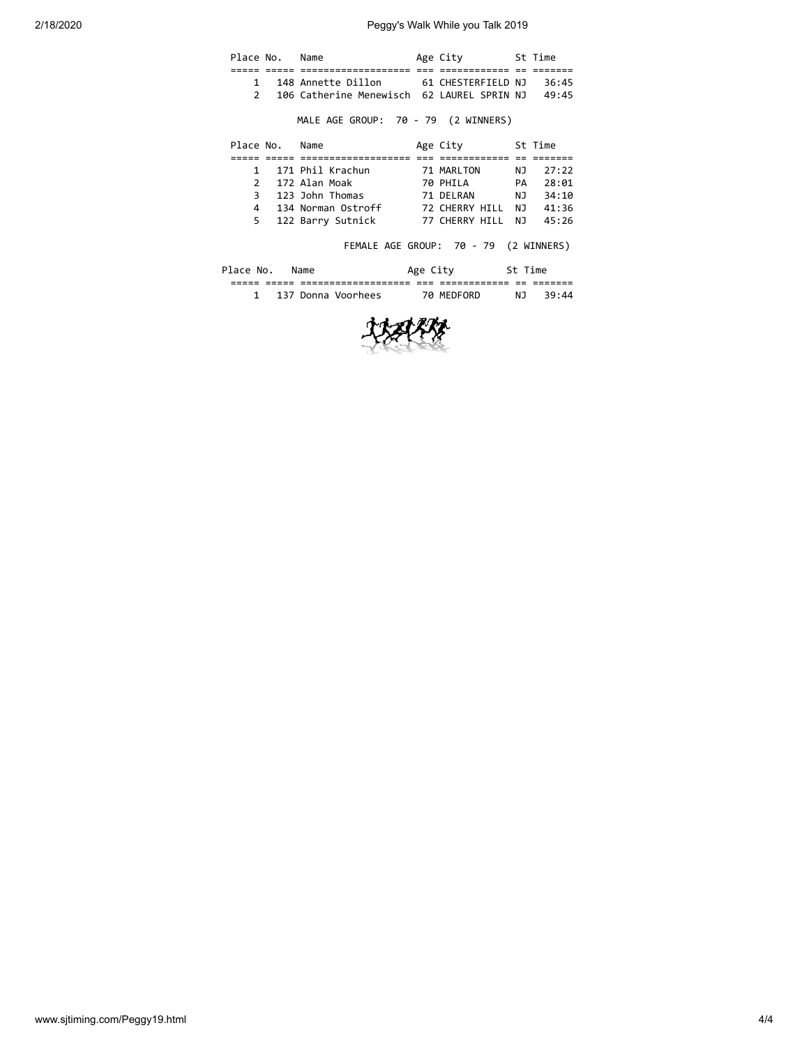| Place | No. | Name | Age | City | St | Time |
|---|---|---|---|---|---|---|
| 1 | 148 | Annette Dillon | 61 | CHESTERFIELD | NJ | 36:45 |
| 2 | 106 | Catherine Menewisch | 62 | LAUREL SPRIN | NJ | 49:45 |

MALE AGE GROUP: 70 - 79 (2 WINNERS)

| Place | No. | Name | Age | City | St | Time |
|---|---|---|---|---|---|---|
| 1 | 171 | Phil Krachun | 71 | MARLTON | NJ | 27:22 |
| 2 | 172 | Alan Moak | 70 | PHILA | PA | 28:01 |
| 3 | 123 | John Thomas | 71 | DELRAN | NJ | 34:10 |
| 4 | 134 | Norman Ostroff | 72 | CHERRY HILL | NJ | 41:36 |
| 5 | 122 | Barry Sutnick | 77 | CHERRY HILL | NJ | 45:26 |

FEMALE AGE GROUP: 70 - 79 (2 WINNERS)

| Place | No. | Name | Age | City | St | Time |
|---|---|---|---|---|---|---|
| 1 | 137 | Donna Voorhees | 70 | MEDFORD | NJ | 39:44 |